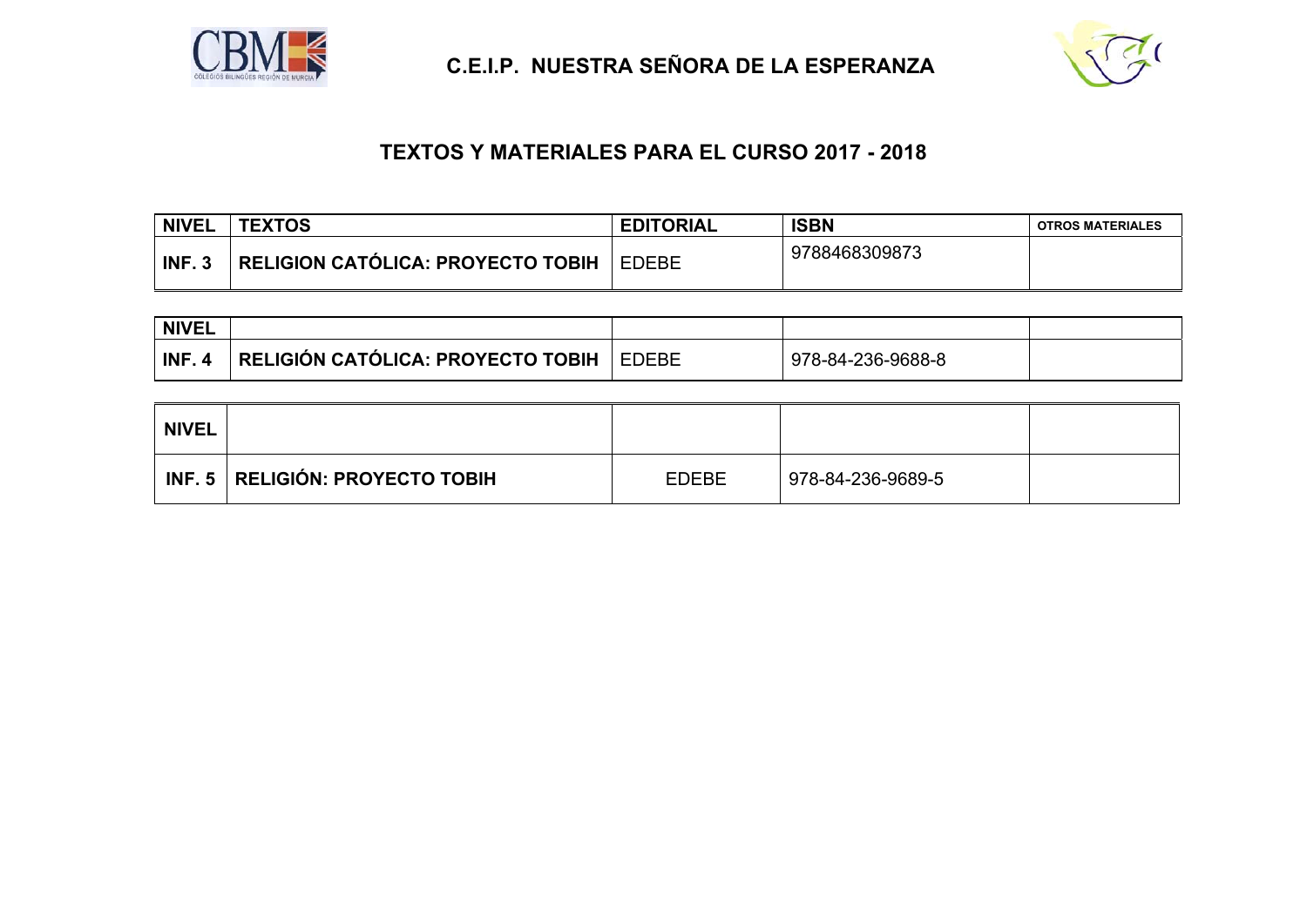# C.E.I.P. NUESTRA SEÑORA DE LA ESPERANZA

## TEXTOS Y MATERIALES PARA EL CURSO 2017 - 2018

| NIVEL | TEXTOS | EDITORIAL | ISBN | OTROS MATERIALES |
|---|---|---|---|---|
| INF. 3 | RELIGION CATÓLICA: PROYECTO TOBIH | EDEBE | 9788468309873 | |

| NIVEL | | | | |
|---|---|---|---|---|
| INF. 4 | RELIGIÓN CATÓLICA: PROYECTO TOBIH | EDEBE | 978-84-236-9688-8 | |

| NIVEL | | | | |
|---|---|---|---|---|
| INF. 5 | RELIGIÓN: PROYECTO TOBIH | EDEBE | 978-84-236-9689-5 | |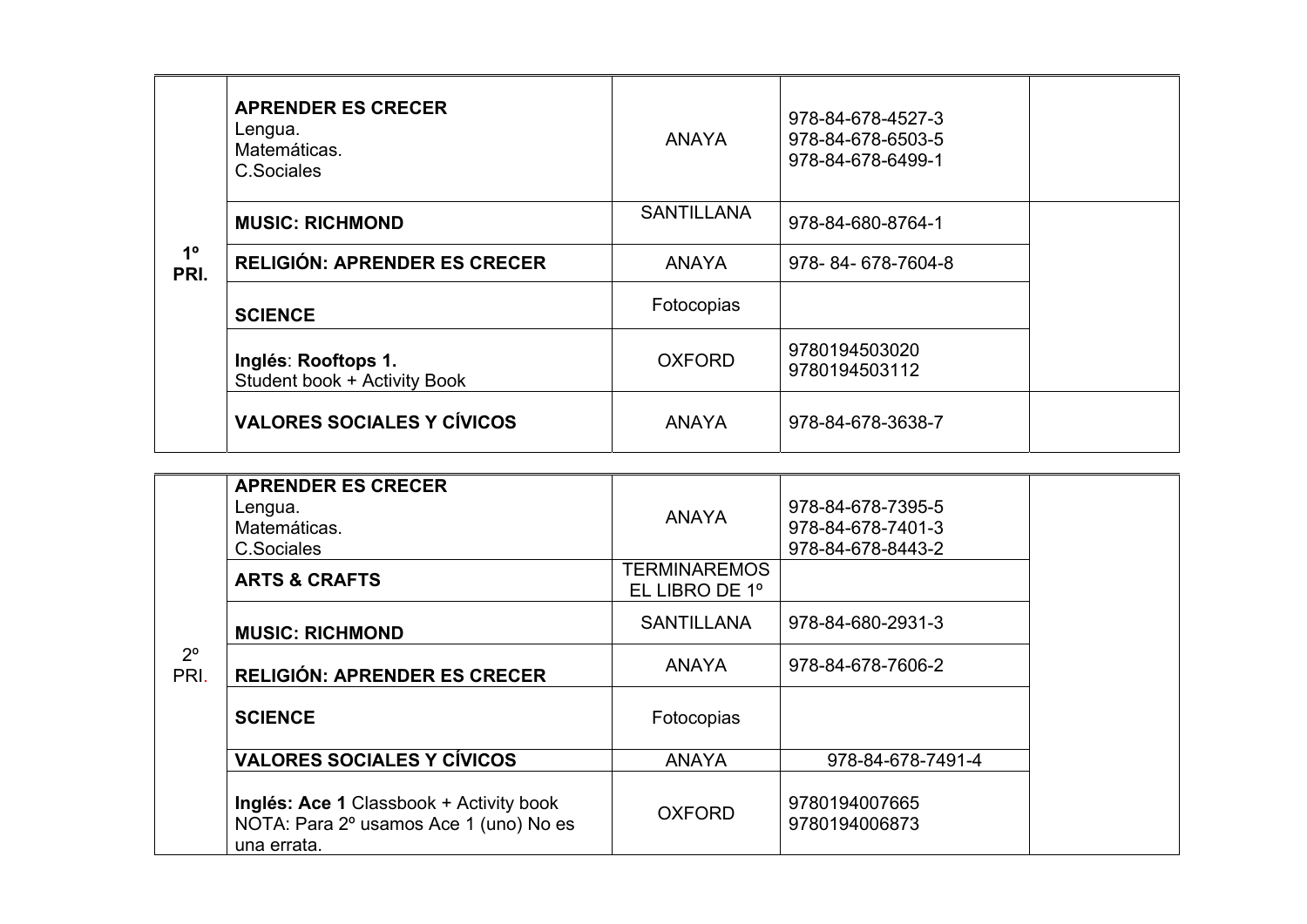| | | | | |
|---|---|---|---|---|
| **1º PRI.** | **APRENDER ES CRECER**<br>Lengua.<br>Matemáticas.<br>C.Sociales | ANAYA | 978-84-678-4527-3<br>978-84-678-6503-5<br>978-84-678-6499-1 | |
| | **MUSIC: RICHMOND** | SANTILLANA | 978-84-680-8764-1 | |
| | **RELIGIÓN: APRENDER ES CRECER** | ANAYA | 978- 84- 678-7604-8 | |
| | **SCIENCE** | Fotocopias | | |
| | **Inglés**: **Rooftops 1.**<br>Student book + Activity Book | OXFORD | 9780194503020<br>9780194503112 | |
| | **VALORES SOCIALES Y CÍVICOS** | ANAYA | 978-84-678-3638-7 | |

| | | | | |
|---|---|---|---|---|
| 2º PRI. | **APRENDER ES CRECER**<br>Lengua.<br>Matemáticas.<br>C.Sociales | ANAYA | 978-84-678-7395-5<br>978-84-678-7401-3<br>978-84-678-8443-2 | |
| | **ARTS & CRAFTS** | TERMINAREMOS EL LIBRO DE 1º | | |
| | **MUSIC: RICHMOND** | SANTILLANA | 978-84-680-2931-3 | |
| | **RELIGIÓN: APRENDER ES CRECER** | ANAYA | 978-84-678-7606-2 | |
| | **SCIENCE** | Fotocopias | | |
| | **VALORES SOCIALES Y CÍVICOS** | ANAYA | 978-84-678-7491-4 | |
| | **Inglés: Ace 1** Classbook + Activity book<br>NOTA: Para 2º usamos Ace 1 (uno) No es una errata. | OXFORD | 9780194007665<br>9780194006873 | |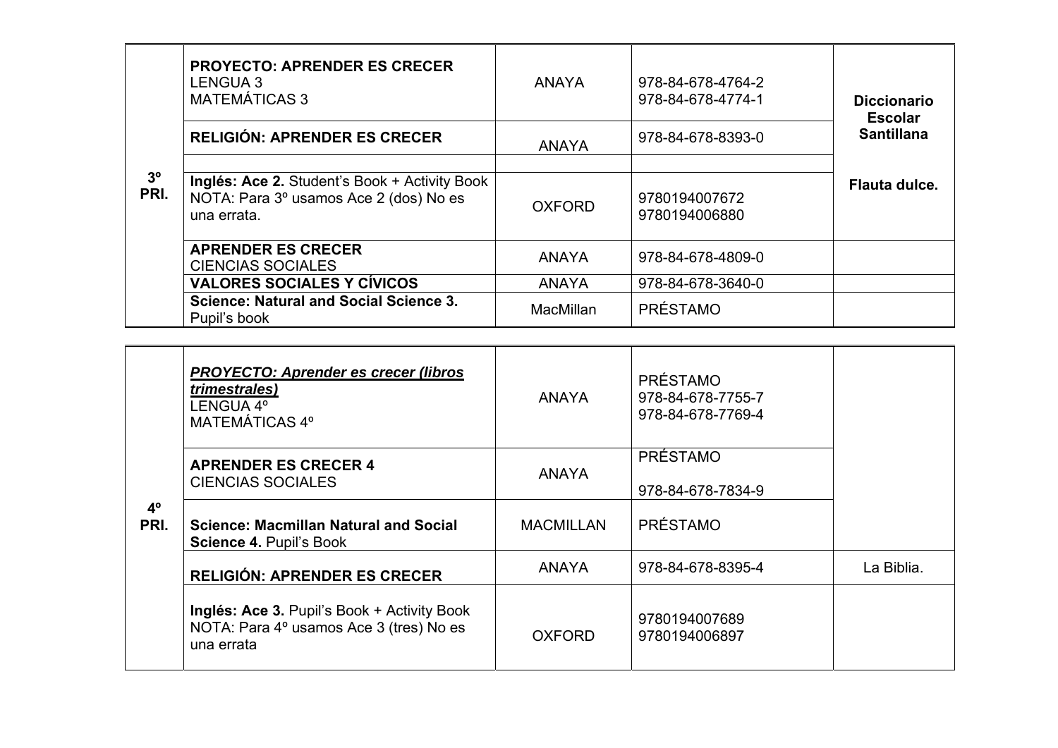| | | | | |
|---|---|---|---|---|
| **3º PRI.** | **PROYECTO: APRENDER ES CRECER**<br>LENGUA 3<br>MATEMÁTICAS 3 | ANAYA | 978-84-678-4764-2<br>978-84-678-4774-1 | **Diccionario Escolar Santillana**<br><br>**Flauta dulce.** |
| | **RELIGIÓN: APRENDER ES CRECER** | ANAYA | 978-84-678-8393-0 | |
| | | | | |
| | **Inglés: Ace 2.** Student's Book + Activity Book<br>NOTA: Para 3º usamos Ace 2 (dos) No es una errata. | OXFORD | 9780194007672<br>9780194006880 | |
| | **APRENDER ES CRECER**<br>CIENCIAS SOCIALES | ANAYA | 978-84-678-4809-0 | |
| | **VALORES SOCIALES Y CÍVICOS** | ANAYA | 978-84-678-3640-0 | |
| | **Science: Natural and Social Science 3.**<br>Pupil's book | MacMillan | PRÉSTAMO | |

| | | | | |
|---|---|---|---|---|
| **4º PRI.** | ***PROYECTO: Aprender es crecer (libros trimestrales)***<br>LENGUA 4º<br>MATEMÁTICAS 4º | ANAYA | PRÉSTAMO<br>978-84-678-7755-7<br>978-84-678-7769-4 | |
| | **APRENDER ES CRECER 4**<br>CIENCIAS SOCIALES | ANAYA | PRÉSTAMO<br><br>978-84-678-7834-9 | |
| | **Science: Macmillan Natural and Social Science 4.** Pupil's Book | MACMILLAN | PRÉSTAMO | |
| | **RELIGIÓN: APRENDER ES CRECER** | ANAYA | 978-84-678-8395-4 | La Biblia. |
| | **Inglés: Ace 3.** Pupil's Book + Activity Book<br>NOTA: Para 4º usamos Ace 3 (tres) No es una errata | OXFORD | 9780194007689<br>9780194006897 | |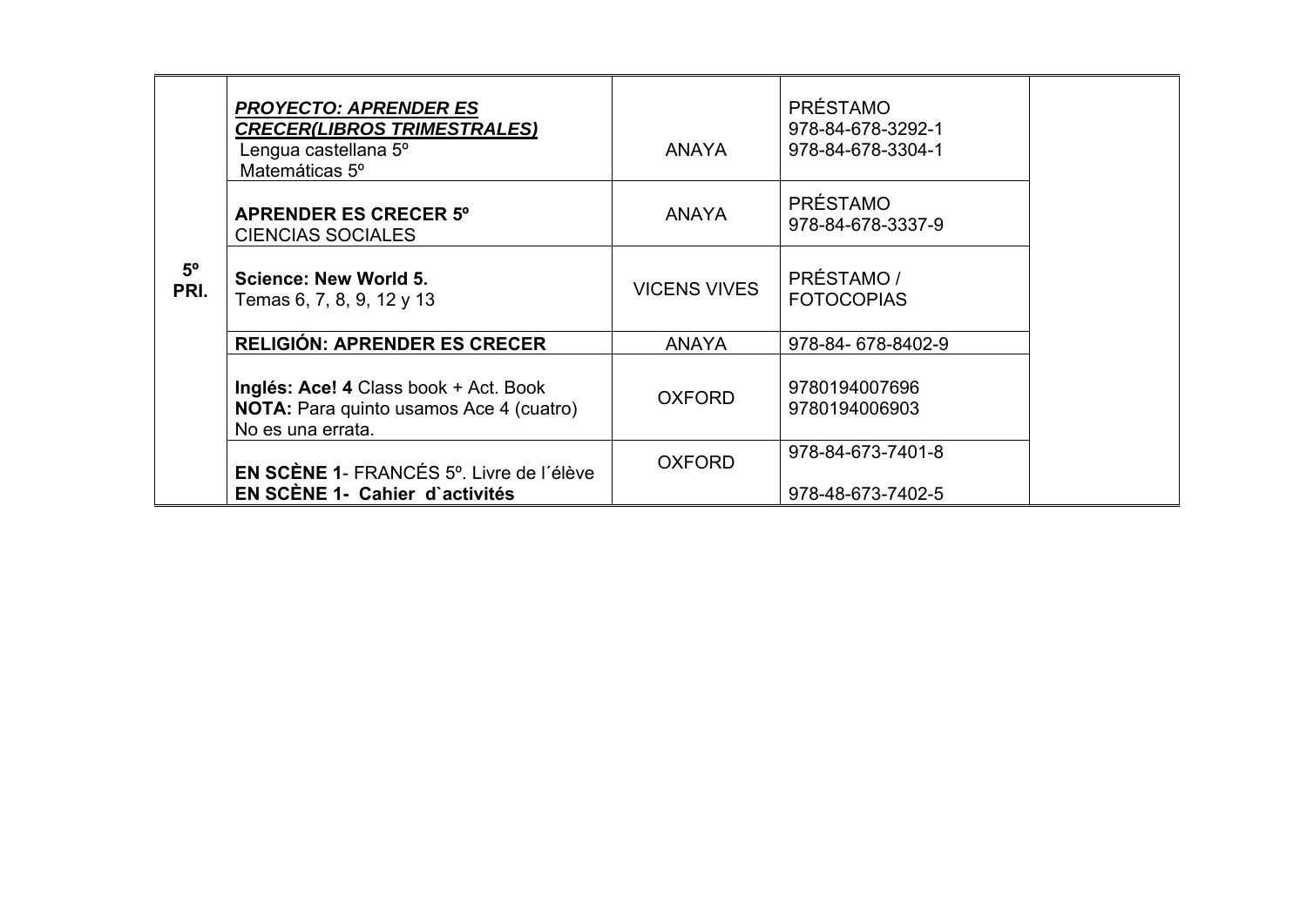| | | | | |
|---|---|---|---|---|
| **5º PRI.** | ***PROYECTO: APRENDER ES CRECER(LIBROS TRIMESTRALES)***<br>Lengua castellana 5º<br>Matemáticas 5º | ANAYA | PRÉSTAMO<br>978-84-678-3292-1<br>978-84-678-3304-1 | |
| | **APRENDER ES CRECER 5º**<br>CIENCIAS SOCIALES | ANAYA | PRÉSTAMO<br>978-84-678-3337-9 | |
| | **Science: New World 5.**<br>Temas 6, 7, 8, 9, 12 y 13 | VICENS VIVES | PRÉSTAMO / FOTOCOPIAS | |
| | **RELIGIÓN: APRENDER ES CRECER** | ANAYA | 978-84- 678-8402-9 | |
| | **Inglés: Ace! 4** Class book + Act. Book<br>**NOTA:** Para quinto usamos Ace 4 (cuatro) No es una errata. | OXFORD | 9780194007696<br>9780194006903 | |
| | **EN SCÈNE 1**- FRANCÉS 5º. Livre de l´élève<br>**EN SCÈNE 1- Cahier d`activités** | OXFORD | 978-84-673-7401-8<br>978-48-673-7402-5 | |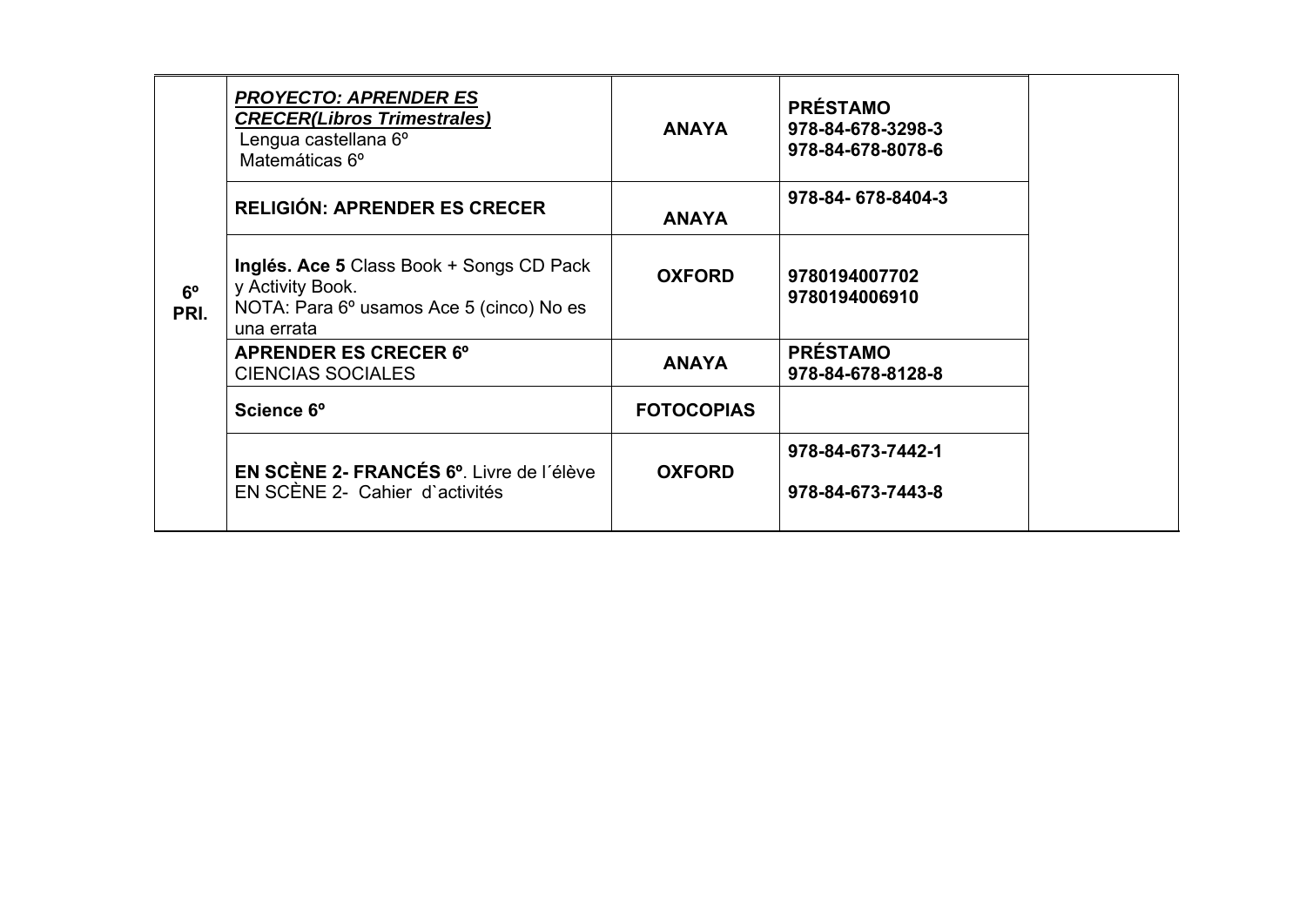| | | | | |
|---|---|---|---|---|
| **6º PRI.** | ***PROYECTO: APRENDER ES CRECER(Libros Trimestrales)*** Lengua castellana 6º Matemáticas 6º | **ANAYA** | **PRÉSTAMO** **978-84-678-3298-3** **978-84-678-8078-6** | |
| | **RELIGIÓN: APRENDER ES CRECER** | **ANAYA** | **978-84- 678-8404-3** | |
| | **Inglés. Ace 5** Class Book + Songs CD Pack y Activity Book. NOTA: Para 6º usamos Ace 5 (cinco) No es una errata | **OXFORD** | **9780194007702** **9780194006910** | |
| | **APRENDER ES CRECER 6º** CIENCIAS SOCIALES | **ANAYA** | **PRÉSTAMO** **978-84-678-8128-8** | |
| | **Science 6º** | **FOTOCOPIAS** | | |
| | **EN SCÈNE 2- FRANCÉS 6º**. Livre de l´élève EN SCÈNE 2- Cahier d`activités | **OXFORD** | **978-84-673-7442-1** **978-84-673-7443-8** | |